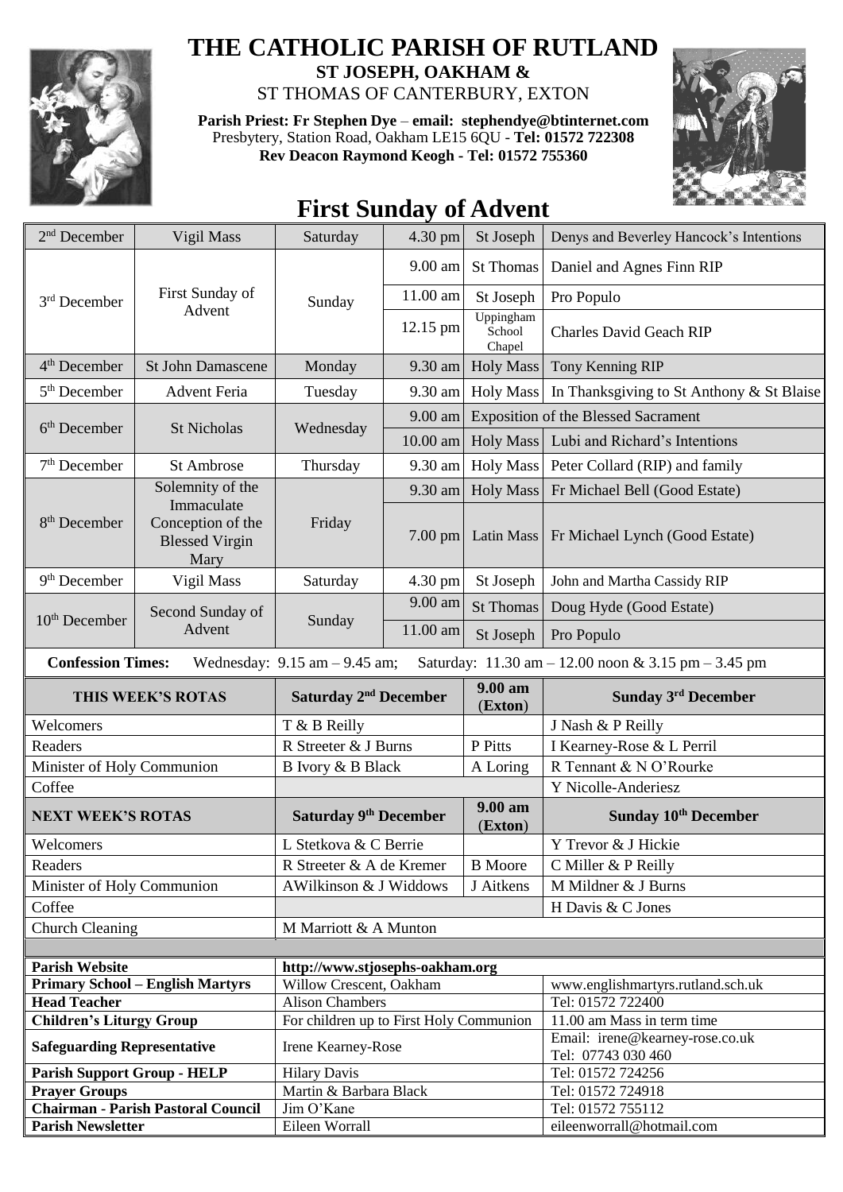# THE CATHOLIC PARISH OF RUTLAND

**ST JOSEPH, OAKHAM &**

ST THOMAS OF CANTERBURY, EXTON

**Parish Priest: Fr Stephen Dye** – **email: stephendye@btinternet.com**
Presbytery, Station Road, Oakham LE15 6QU - **Tel: 01572 722308**
**Rev Deacon Raymond Keogh - Tel: 01572 755360**

## First Sunday of Advent

| | | | | | |
|---|---|---|---|---|---|
| 2nd December | Vigil Mass | Saturday | 4.30 pm | St Joseph | Denys and Beverley Hancock's Intentions |
| 3rd December | First Sunday of Advent | Sunday | 9.00 am | St Thomas | Daniel and Agnes Finn RIP |
| | | | 11.00 am | St Joseph | Pro Populo |
| | | | 12.15 pm | Uppingham School Chapel | Charles David Geach RIP |
| 4th December | St John Damascene | Monday | 9.30 am | Holy Mass | Tony Kenning RIP |
| 5th December | Advent Feria | Tuesday | 9.30 am | Holy Mass | In Thanksgiving to St Anthony & St Blaise |
| 6th December | St Nicholas | Wednesday | 9.00 am | Exposition of the Blessed Sacrament | |
| | | | 10.00 am | Holy Mass | Lubi and Richard's Intentions |
| 7th December | St Ambrose | Thursday | 9.30 am | Holy Mass | Peter Collard (RIP) and family |
| 8th December | Solemnity of the Immaculate Conception of the Blessed Virgin Mary | Friday | 9.30 am | Holy Mass | Fr Michael Bell (Good Estate) |
| | | | 7.00 pm | Latin Mass | Fr Michael Lynch (Good Estate) |
| 9th December | Vigil Mass | Saturday | 4.30 pm | St Joseph | John and Martha Cassidy RIP |
| 10th December | Second Sunday of Advent | Sunday | 9.00 am | St Thomas | Doug Hyde (Good Estate) |
| | | | 11.00 am | St Joseph | Pro Populo |

**Confession Times:** Wednesday: 9.15 am – 9.45 am; Saturday: 11.30 am – 12.00 noon & 3.15 pm – 3.45 pm

| THIS WEEK'S ROTAS | Saturday 2nd December | 9.00 am (Exton) | Sunday 3rd December |
|---|---|---|---|
| Welcomers | T & B Reilly | | J Nash & P Reilly |
| Readers | R Streeter & J Burns | P Pitts | I Kearney-Rose & L Perril |
| Minister of Holy Communion | B Ivory & B Black | A Loring | R Tennant & N O'Rourke |
| Coffee | | | Y Nicolle-Anderiesz |
| **NEXT WEEK'S ROTAS** | **Saturday 9th December** | **9.00 am (Exton)** | **Sunday 10th December** |
| Welcomers | L Stetkova & C Berrie | | Y Trevor & J Hickie |
| Readers | R Streeter & A de Kremer | B Moore | C Miller & P Reilly |
| Minister of Holy Communion | AWilkinson & J Widdows | J Aitkens | M Mildner & J Burns |
| Coffee | | | H Davis & C Jones |
| Church Cleaning | M Marriott & A Munton | | |

| | | |
|---|---|---|
| **Parish Website** | **http://www.stjosephs-oakham.org** | |
| **Primary School – English Martyrs** | Willow Crescent, Oakham | www.englishmartyrs.rutland.sch.uk |
| **Head Teacher** | Alison Chambers | Tel: 01572 722400 |
| **Children's Liturgy Group** | For children up to First Holy Communion | 11.00 am Mass in term time |
| **Safeguarding Representative** | Irene Kearney-Rose | Email: irene@kearney-rose.co.uk Tel: 07743 030 460 |
| **Parish Support Group - HELP** | Hilary Davis | Tel: 01572 724256 |
| **Prayer Groups** | Martin & Barbara Black | Tel: 01572 724918 |
| **Chairman - Parish Pastoral Council** | Jim O'Kane | Tel: 01572 755112 |
| **Parish Newsletter** | Eileen Worrall | eileenworrall@hotmail.com |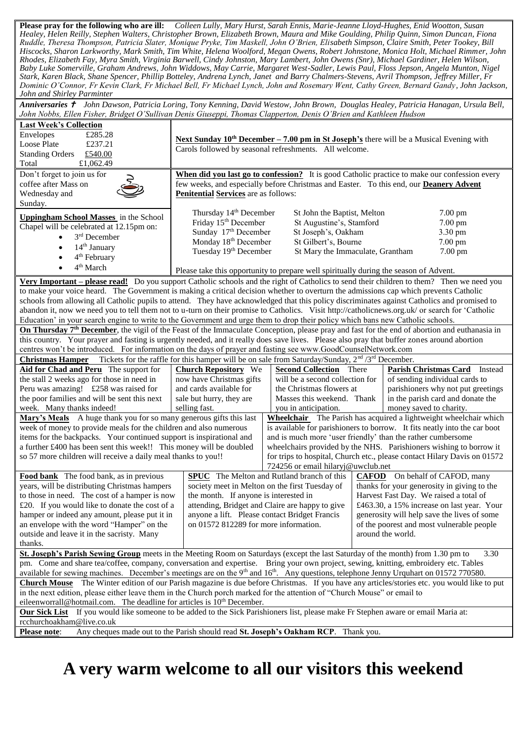**Please pray for the following who are ill:** *Colleen Lully, Mary Hurst, Sarah Ennis, Marie-Jeanne Lloyd-Hughes, Enid Wootton, Susan Healey, Helen Reilly, Stephen Walters, Christopher Brown, Elizabeth Brown, Maura and Mike Goulding, Philip Quinn, Simon Duncan, Fiona Ruddle, Theresa Thompson, Patricia Slater, Monique Pryke, Tim Maskell, John O'Brien, Elisabeth Simpson, Claire Smith, Peter Tookey, Bill Hiscocks, Sharon Larkworthy, Mark Smith, Tim White, Helena Woolford, Megan Owens, Robert Johnstone, Monica Holt, Michael Rimmer, John Rhodes, Elizabeth Fay, Myra Smith, Virginia Barwell, Cindy Johnston, Mary Lambert, John Owens (Snr), Michael Gardiner, Helen Wilson, Baby Luke Somerville, Graham Andrews, John Widdows, May Carrie, Margaret West-Sadler, Lewis Paul, Floss Jepson, Angela Munton, Nigel Stark, Karen Black, Shane Spencer, Phillip Botteley, Andrena Lynch, Janet and Barry Chalmers-Stevens, Avril Thompson, Jeffrey Miller, Fr Dominic O'Connor, Fr Kevin Clark, Fr Michael Bell, Fr Michael Lynch, John and Rosemary Went, Cathy Green, Bernard Gandy, John Jackson, John and Shirley Parminter*

***Anniversaries*** ✝ *John Dawson, Patricia Loring, Tony Kenning, David Westow, John Brown, Douglas Healey, Patricia Hanagan, Ursula Bell, John Nobbs, Ellen Fisher, Bridget O'Sullivan Denis Giuseppi, Thomas Clapperton, Denis O'Brien and Kathleen Hudson*

**Last Week's Collection**

| | |
|---|---|
| Envelopes | £285.28 |
| Loose Plate | £237.21 |
| Standing Orders | £540.00 |
| Total | £1,062.49 |

**Next Sunday 10th December – 7.00 pm in St Joseph's** there will be a Musical Evening with Carols followed by seasonal refreshments. All welcome.

Don't forget to join us for coffee after Mass on Wednesday and Sunday.

**Uppingham School Masses** in the School Chapel will be celebrated at 12.15pm on:

- 3rd December
- 14th January
- 4th February
- 4th March

**When did you last go to confession?** It is good Catholic practice to make our confession every few weeks, and especially before Christmas and Easter. To this end, our **Deanery Advent Penitential Services** are as follows:

| | | |
|---|---|---|
| Thursday 14th December | St John the Baptist, Melton | 7.00 pm |
| Friday 15th December | St Augustine's, Stamford | 7.00 pm |
| Sunday 17th December | St Joseph's, Oakham | 3.30 pm |
| Monday 18th December | St Gilbert's, Bourne | 7.00 pm |
| Tuesday 19th December | St Mary the Immaculate, Grantham | 7.00 pm |

Please take this opportunity to prepare well spiritually during the season of Advent.

**Very Important – please read!** Do you support Catholic schools and the right of Catholics to send their children to them? Then we need you to make your voice heard. The Government is making a critical decision whether to overturn the admissions cap which prevents Catholic schools from allowing all Catholic pupils to attend. They have acknowledged that this policy discriminates against Catholics and promised to abandon it, now we need you to tell them not to u-turn on their promise to Catholics. Visit http://catholicnews.org.uk/ or search for 'Catholic Education' in your search engine to write to the Government and urge them to drop their policy which bans new Catholic schools.

**On Thursday 7th December**, the vigil of the Feast of the Immaculate Conception, please pray and fast for the end of abortion and euthanasia in this country. Your prayer and fasting is urgently needed, and it really does save lives. Please also pray that buffer zones around abortion centres won't be introduced. For information on the days of prayer and fasting see www.GoodCounselNetwork.com

**Christmas Hamper** Tickets for the raffle for this hamper will be on sale from Saturday/Sunday, 2nd /3rd December.

**Aid for Chad and Peru** The support for the stall 2 weeks ago for those in need in Peru was amazing! £258 was raised for the poor families and will be sent this next week. Many thanks indeed!

**Church Repository** We now have Christmas gifts and cards available for sale but hurry, they are selling fast.

**Second Collection** There will be a second collection for the Christmas flowers at Masses this weekend. Thank you in anticipation.

**Parish Christmas Card** Instead of sending individual cards to parishioners why not put greetings in the parish card and donate the money saved to charity.

**Mary's Meals** A huge thank you for so many generous gifts this last week of money to provide meals for the children and also numerous items for the backpacks. Your continued support is inspirational and a further £400 has been sent this week!! This money will be doubled so 57 more children will receive a daily meal thanks to you!!

**Wheelchair** The Parish has acquired a lightweight wheelchair which is available for parishioners to borrow. It fits neatly into the car boot and is much more 'user friendly' than the rather cumbersome wheelchairs provided by the NHS. Parishioners wishing to borrow it for trips to hospital, Church etc., please contact Hilary Davis on 01572 724256 or email hilaryj@uwclub.net

**Food bank** The food bank, as in previous years, will be distributing Christmas hampers to those in need. The cost of a hamper is now £20. If you would like to donate the cost of a hamper or indeed any amount, please put it in an envelope with the word "Hamper" on the outside and leave it in the sacristy. Many thanks.

**SPUC** The Melton and Rutland branch of this society meet in Melton on the first Tuesday of the month. If anyone is interested in attending, Bridget and Claire are happy to give anyone a lift. Please contact Bridget Francis on 01572 812289 for more information.

**CAFOD** On behalf of CAFOD, many thanks for your generosity in giving to the Harvest Fast Day. We raised a total of £463.30, a 15% increase on last year. Your generosity will help save the lives of some of the poorest and most vulnerable people around the world.

**St. Joseph's Parish Sewing Group** meets in the Meeting Room on Saturdays (except the last Saturday of the month) from 1.30 pm to 3.30 pm. Come and share tea/coffee, company, conversation and expertise. Bring your own project, sewing, knitting, embroidery etc. Tables available for sewing machines. December's meetings are on the 9th and 16th. Any questions, telephone Jenny Urquhart on 01572 770580.

**Church Mouse** The Winter edition of our Parish magazine is due before Christmas. If you have any articles/stories etc. you would like to put in the next edition, please either leave them in the Church porch marked for the attention of "Church Mouse" or email to eileenworrall@hotmail.com. The deadline for articles is 10th December.

**Our Sick List** If you would like someone to be added to the Sick Parishioners list, please make Fr Stephen aware or email Maria at: rcchurchoakham@live.co.uk

**Please note**: Any cheques made out to the Parish should read **St. Joseph's Oakham RCP**. Thank you.

# A very warm welcome to all our visitors this weekend